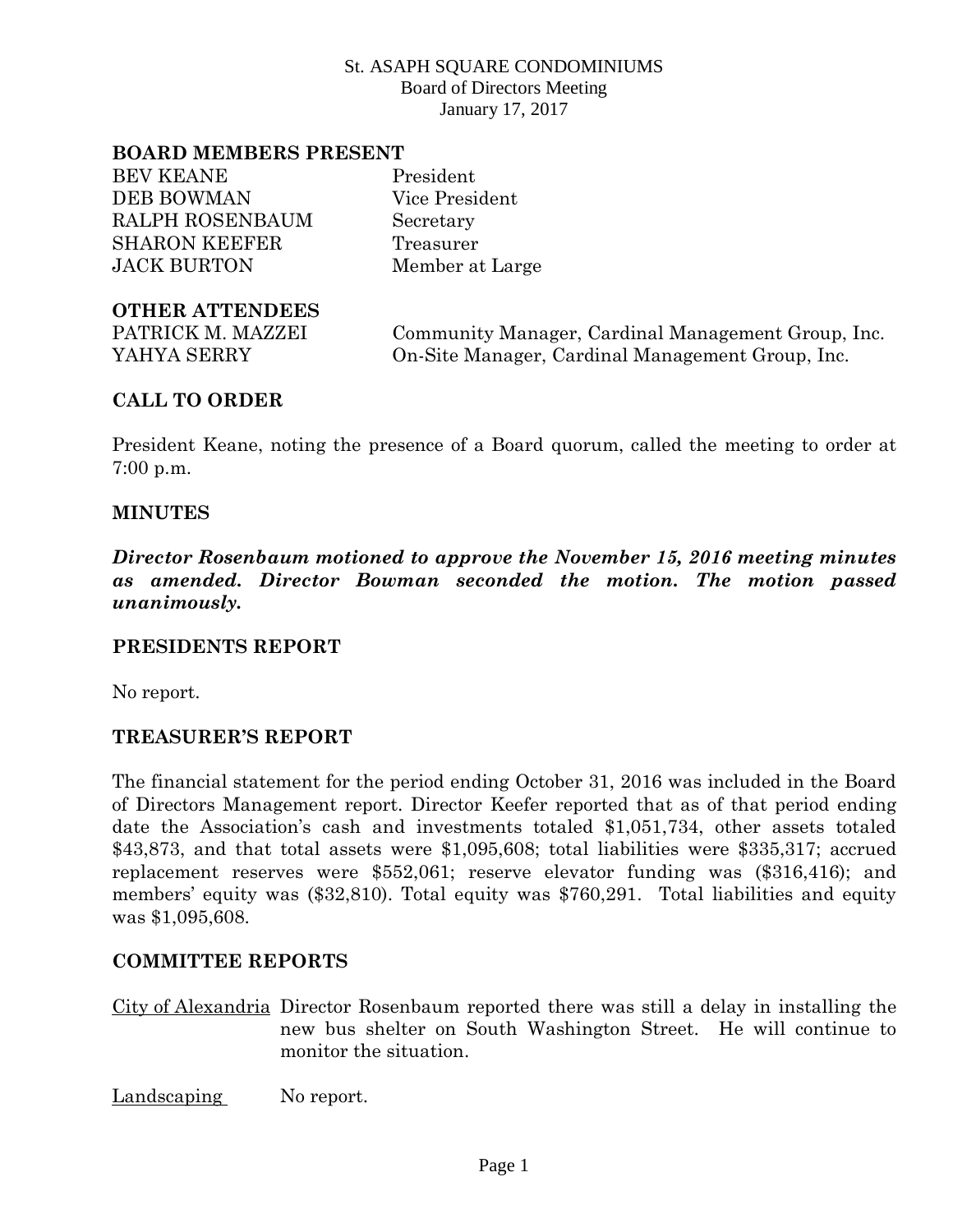St. ASAPH SQUARE CONDOMINIUMS
Board of Directors Meeting
January 17, 2017

## BOARD MEMBERS PRESENT

| | |
|---|---|
| BEV KEANE | President |
| DEB BOWMAN | Vice President |
| RALPH ROSENBAUM | Secretary |
| SHARON KEEFER | Treasurer |
| JACK BURTON | Member at Large |

## OTHER ATTENDEES

| | |
|---|---|
| PATRICK M. MAZZEI | Community Manager, Cardinal Management Group, Inc. |
| YAHYA SERRY | On-Site Manager, Cardinal Management Group, Inc. |

## CALL TO ORDER

President Keane, noting the presence of a Board quorum, called the meeting to order at 7:00 p.m.

## MINUTES

***Director Rosenbaum motioned to approve the November 15, 2016 meeting minutes as amended. Director Bowman seconded the motion. The motion passed unanimously.***

## PRESIDENTS REPORT

No report.

## TREASURER'S REPORT

The financial statement for the period ending October 31, 2016 was included in the Board of Directors Management report. Director Keefer reported that as of that period ending date the Association's cash and investments totaled $1,051,734, other assets totaled $43,873, and that total assets were $1,095,608; total liabilities were $335,317; accrued replacement reserves were $552,061; reserve elevator funding was ($316,416); and members' equity was ($32,810). Total equity was $760,291. Total liabilities and equity was $1,095,608.

## COMMITTEE REPORTS

City of Alexandria: Director Rosenbaum reported there was still a delay in installing the new bus shelter on South Washington Street. He will continue to monitor the situation.

Landscaping: No report.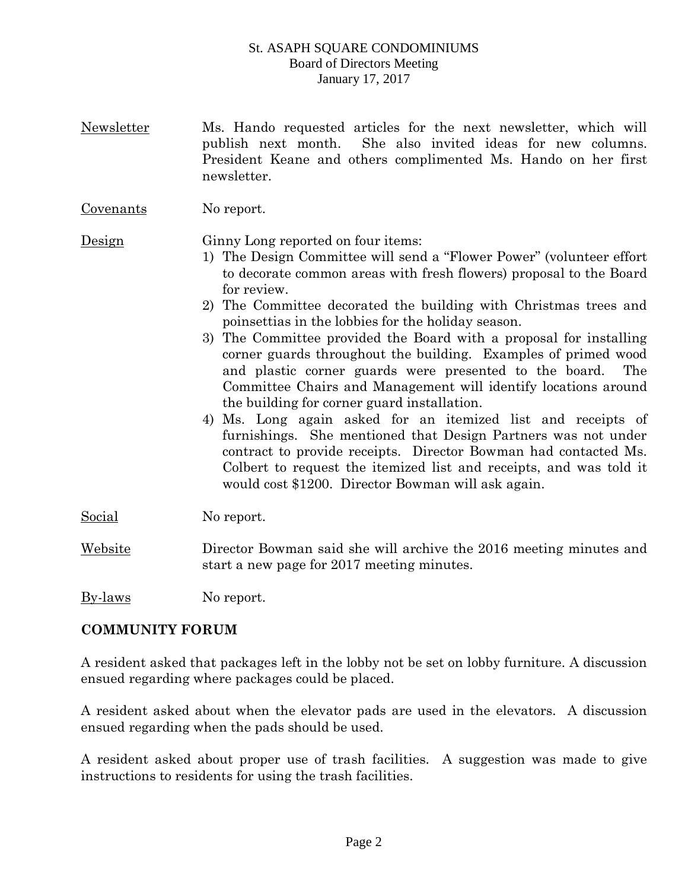Newsletter — Ms. Hando requested articles for the next newsletter, which will publish next month. She also invited ideas for new columns. President Keane and others complimented Ms. Hando on her first newsletter.

Covenants — No report.

Design — Ginny Long reported on four items:

1) The Design Committee will send a "Flower Power" (volunteer effort to decorate common areas with fresh flowers) proposal to the Board for review.
2) The Committee decorated the building with Christmas trees and poinsettias in the lobbies for the holiday season.
3) The Committee provided the Board with a proposal for installing corner guards throughout the building. Examples of primed wood and plastic corner guards were presented to the board. The Committee Chairs and Management will identify locations around the building for corner guard installation.
4) Ms. Long again asked for an itemized list and receipts of furnishings. She mentioned that Design Partners was not under contract to provide receipts. Director Bowman had contacted Ms. Colbert to request the itemized list and receipts, and was told it would cost $1200. Director Bowman will ask again.

Social — No report.

Website — Director Bowman said she will archive the 2016 meeting minutes and start a new page for 2017 meeting minutes.

By-laws — No report.

**COMMUNITY FORUM**

A resident asked that packages left in the lobby not be set on lobby furniture. A discussion ensued regarding where packages could be placed.

A resident asked about when the elevator pads are used in the elevators. A discussion ensued regarding when the pads should be used.

A resident asked about proper use of trash facilities. A suggestion was made to give instructions to residents for using the trash facilities.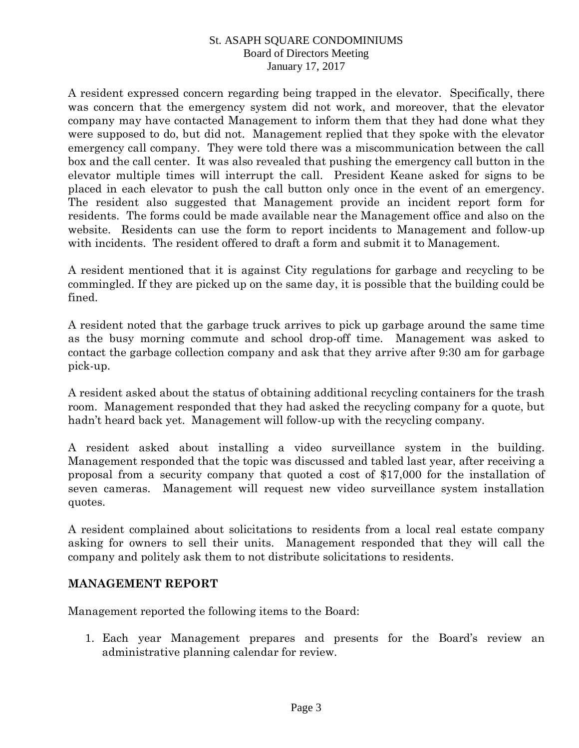A resident expressed concern regarding being trapped in the elevator. Specifically, there was concern that the emergency system did not work, and moreover, that the elevator company may have contacted Management to inform them that they had done what they were supposed to do, but did not. Management replied that they spoke with the elevator emergency call company. They were told there was a miscommunication between the call box and the call center. It was also revealed that pushing the emergency call button in the elevator multiple times will interrupt the call. President Keane asked for signs to be placed in each elevator to push the call button only once in the event of an emergency. The resident also suggested that Management provide an incident report form for residents. The forms could be made available near the Management office and also on the website. Residents can use the form to report incidents to Management and follow-up with incidents. The resident offered to draft a form and submit it to Management.

A resident mentioned that it is against City regulations for garbage and recycling to be commingled. If they are picked up on the same day, it is possible that the building could be fined.

A resident noted that the garbage truck arrives to pick up garbage around the same time as the busy morning commute and school drop-off time. Management was asked to contact the garbage collection company and ask that they arrive after 9:30 am for garbage pick-up.

A resident asked about the status of obtaining additional recycling containers for the trash room. Management responded that they had asked the recycling company for a quote, but hadn't heard back yet. Management will follow-up with the recycling company.

A resident asked about installing a video surveillance system in the building. Management responded that the topic was discussed and tabled last year, after receiving a proposal from a security company that quoted a cost of $17,000 for the installation of seven cameras. Management will request new video surveillance system installation quotes.

A resident complained about solicitations to residents from a local real estate company asking for owners to sell their units. Management responded that they will call the company and politely ask them to not distribute solicitations to residents.

## MANAGEMENT REPORT

Management reported the following items to the Board:

1. Each year Management prepares and presents for the Board's review an administrative planning calendar for review.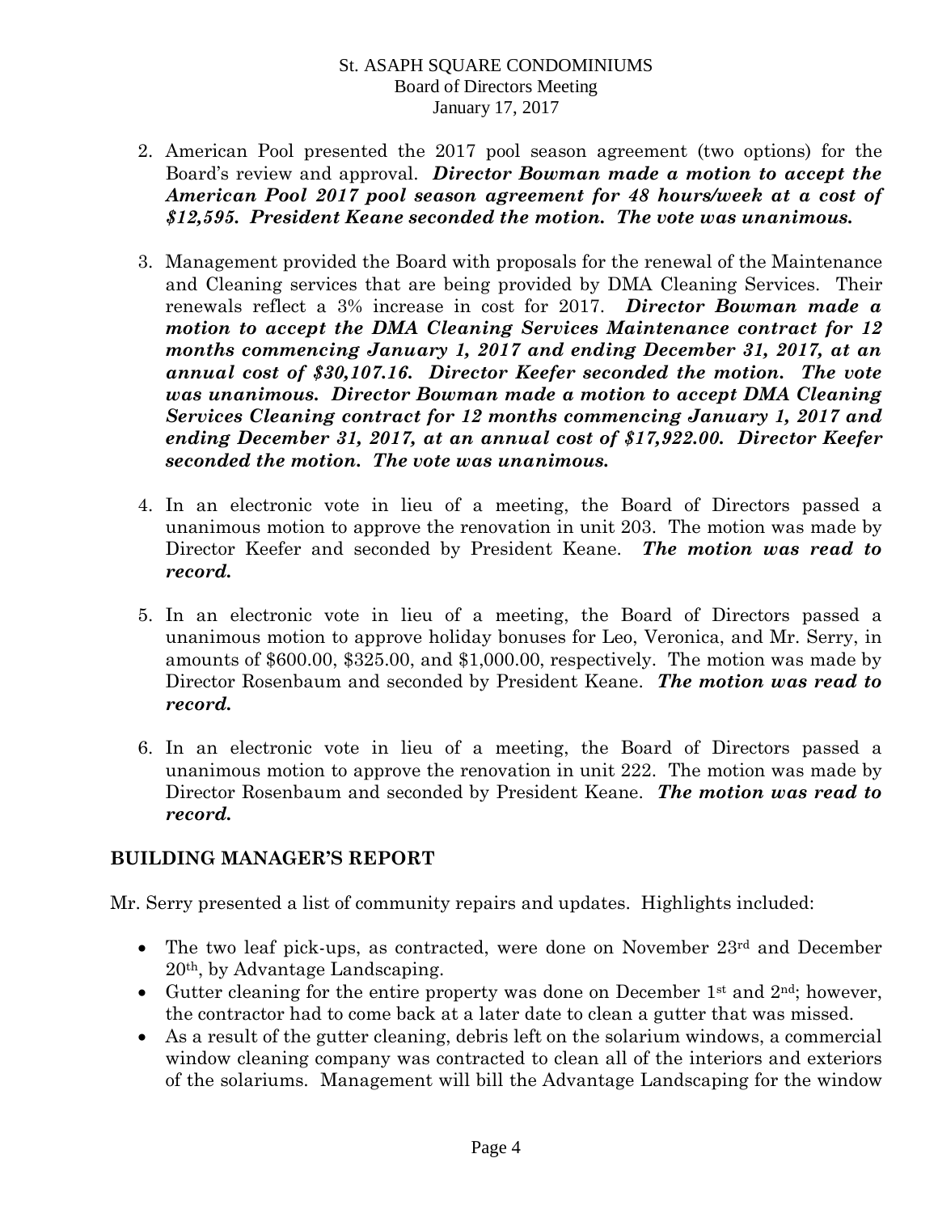2. American Pool presented the 2017 pool season agreement (two options) for the Board's review and approval. ***Director Bowman made a motion to accept the American Pool 2017 pool season agreement for 48 hours/week at a cost of $12,595. President Keane seconded the motion. The vote was unanimous.***

3. Management provided the Board with proposals for the renewal of the Maintenance and Cleaning services that are being provided by DMA Cleaning Services. Their renewals reflect a 3% increase in cost for 2017. ***Director Bowman made a motion to accept the DMA Cleaning Services Maintenance contract for 12 months commencing January 1, 2017 and ending December 31, 2017, at an annual cost of $30,107.16. Director Keefer seconded the motion. The vote was unanimous. Director Bowman made a motion to accept DMA Cleaning Services Cleaning contract for 12 months commencing January 1, 2017 and ending December 31, 2017, at an annual cost of $17,922.00. Director Keefer seconded the motion. The vote was unanimous.***

4. In an electronic vote in lieu of a meeting, the Board of Directors passed a unanimous motion to approve the renovation in unit 203. The motion was made by Director Keefer and seconded by President Keane. ***The motion was read to record.***

5. In an electronic vote in lieu of a meeting, the Board of Directors passed a unanimous motion to approve holiday bonuses for Leo, Veronica, and Mr. Serry, in amounts of $600.00, $325.00, and $1,000.00, respectively. The motion was made by Director Rosenbaum and seconded by President Keane. ***The motion was read to record.***

6. In an electronic vote in lieu of a meeting, the Board of Directors passed a unanimous motion to approve the renovation in unit 222. The motion was made by Director Rosenbaum and seconded by President Keane. ***The motion was read to record.***

## BUILDING MANAGER'S REPORT

Mr. Serry presented a list of community repairs and updates. Highlights included:

- The two leaf pick-ups, as contracted, were done on November 23rd and December 20th, by Advantage Landscaping.
- Gutter cleaning for the entire property was done on December 1st and 2nd; however, the contractor had to come back at a later date to clean a gutter that was missed.
- As a result of the gutter cleaning, debris left on the solarium windows, a commercial window cleaning company was contracted to clean all of the interiors and exteriors of the solariums. Management will bill the Advantage Landscaping for the window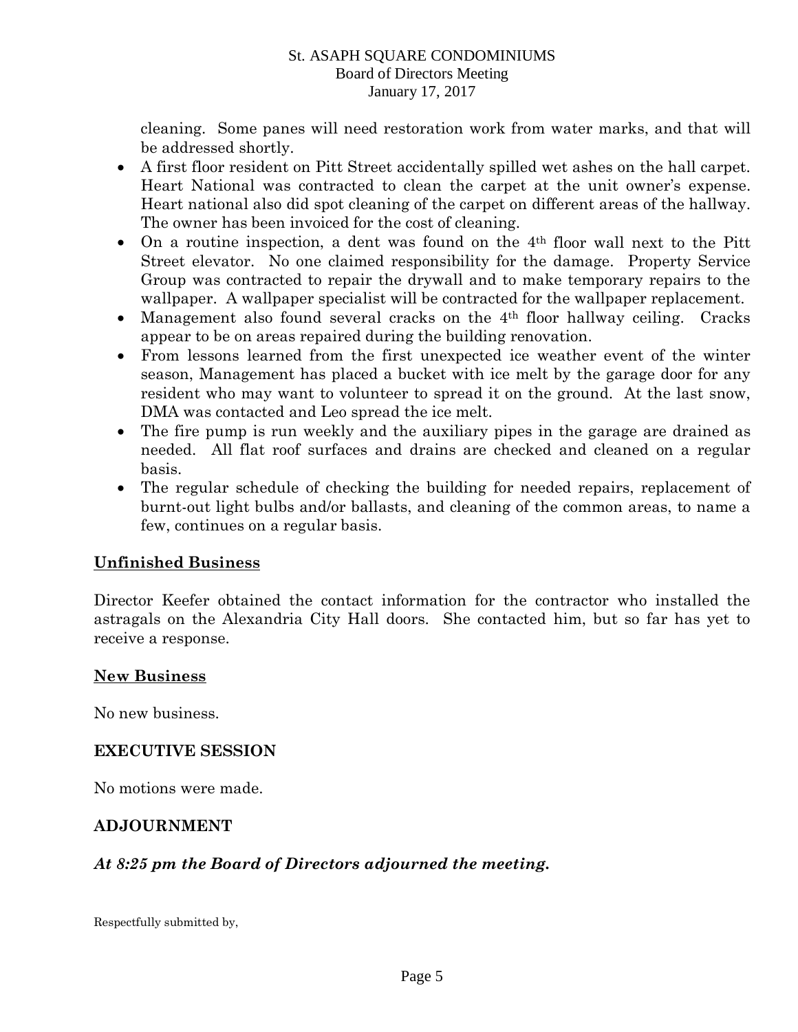cleaning. Some panes will need restoration work from water marks, and that will be addressed shortly.

- A first floor resident on Pitt Street accidentally spilled wet ashes on the hall carpet. Heart National was contracted to clean the carpet at the unit owner's expense. Heart national also did spot cleaning of the carpet on different areas of the hallway. The owner has been invoiced for the cost of cleaning.
- On a routine inspection, a dent was found on the 4th floor wall next to the Pitt Street elevator. No one claimed responsibility for the damage. Property Service Group was contracted to repair the drywall and to make temporary repairs to the wallpaper. A wallpaper specialist will be contracted for the wallpaper replacement.
- Management also found several cracks on the 4th floor hallway ceiling. Cracks appear to be on areas repaired during the building renovation.
- From lessons learned from the first unexpected ice weather event of the winter season, Management has placed a bucket with ice melt by the garage door for any resident who may want to volunteer to spread it on the ground. At the last snow, DMA was contacted and Leo spread the ice melt.
- The fire pump is run weekly and the auxiliary pipes in the garage are drained as needed. All flat roof surfaces and drains are checked and cleaned on a regular basis.
- The regular schedule of checking the building for needed repairs, replacement of burnt-out light bulbs and/or ballasts, and cleaning of the common areas, to name a few, continues on a regular basis.

## Unfinished Business

Director Keefer obtained the contact information for the contractor who installed the astragals on the Alexandria City Hall doors. She contacted him, but so far has yet to receive a response.

## New Business

No new business.

## EXECUTIVE SESSION

No motions were made.

## ADJOURNMENT

***At 8:25 pm the Board of Directors adjourned the meeting.***

Respectfully submitted by,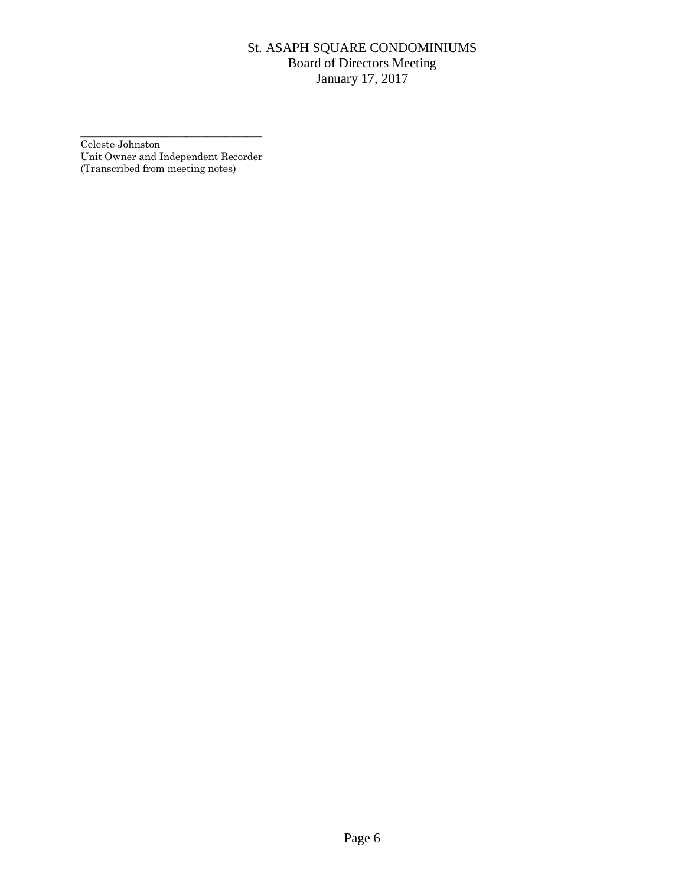\_\_\_\_\_\_\_\_\_\_\_\_\_\_\_\_\_\_\_\_\_\_\_\_\_\_\_\_\_\_\_\_\_\_

Celeste Johnston
Unit Owner and Independent Recorder
(Transcribed from meeting notes)